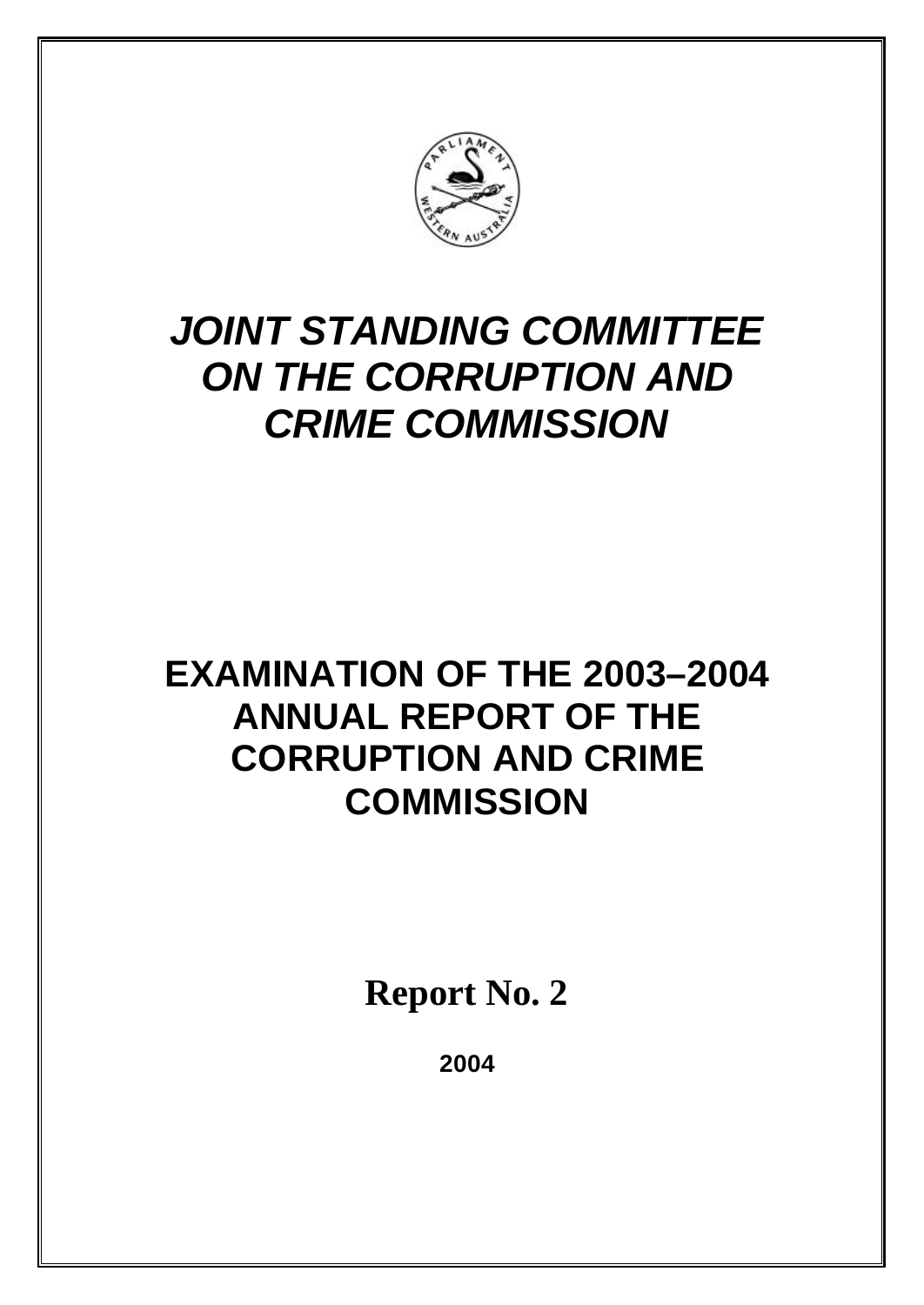# *JOINT STANDING COMMITTEE ON THE CORRUPTION AND CRIME COMMISSION*

## EXAMINATION OF THE 2003–2004 ANNUAL REPORT OF THE CORRUPTION AND CRIME COMMISSION

**Report No. 2**

**2004**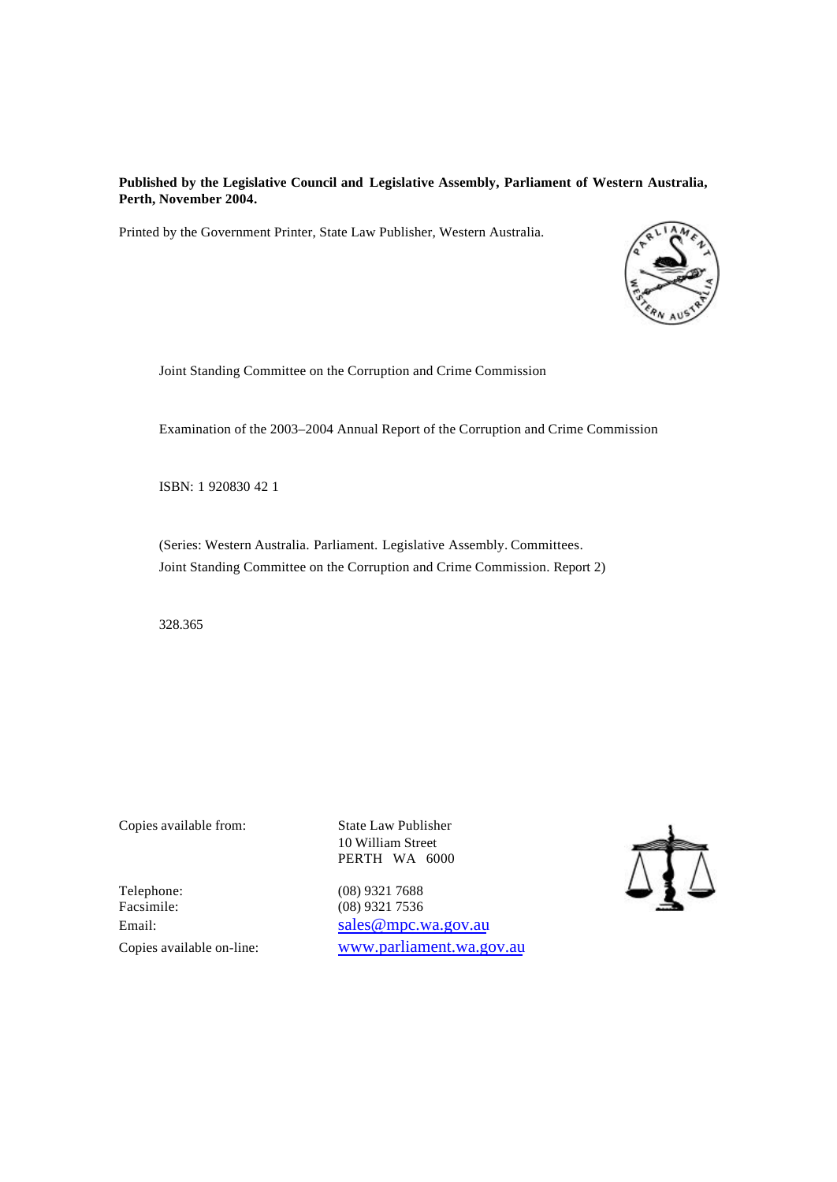**Published by the Legislative Council and Legislative Assembly, Parliament of Western Australia, Perth, November 2004.**

Printed by the Government Printer, State Law Publisher, Western Australia.

Joint Standing Committee on the Corruption and Crime Commission

Examination of the 2003–2004 Annual Report of the Corruption and Crime Commission

ISBN: 1 920830 42 1

(Series: Western Australia. Parliament. Legislative Assembly. Committees. Joint Standing Committee on the Corruption and Crime Commission. Report 2)

328.365

Copies available from: State Law Publisher
10 William Street
PERTH WA 6000

Telephone: (08) 9321 7688
Facsimile: (08) 9321 7536
Email: sales@mpc.wa.gov.au
Copies available on-line: www.parliament.wa.gov.au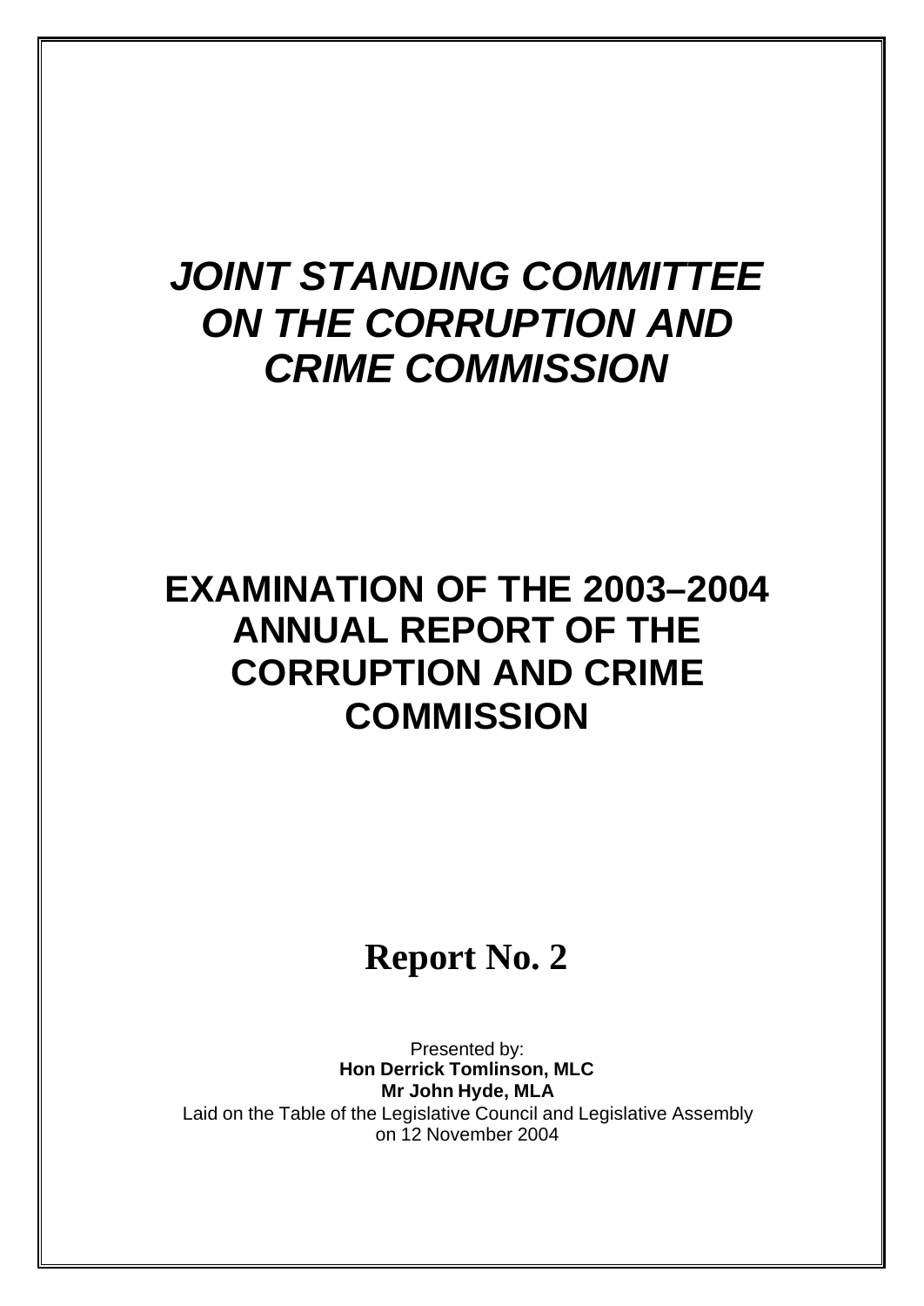# *JOINT STANDING COMMITTEE ON THE CORRUPTION AND CRIME COMMISSION*

# EXAMINATION OF THE 2003–2004 ANNUAL REPORT OF THE CORRUPTION AND CRIME COMMISSION

## Report No. 2

Presented by:
**Hon Derrick Tomlinson, MLC**
**Mr John Hyde, MLA**
Laid on the Table of the Legislative Council and Legislative Assembly on 12 November 2004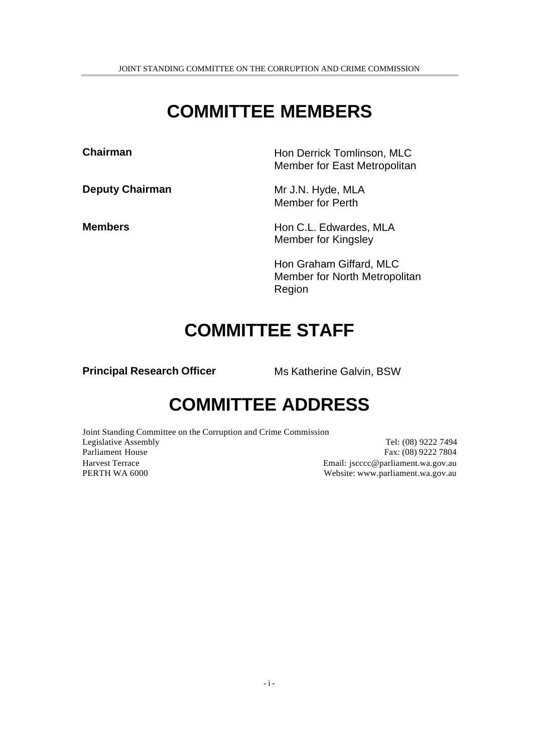# COMMITTEE MEMBERS

| | |
|---|---|
| **Chairman** | Hon Derrick Tomlinson, MLC<br>Member for East Metropolitan |
| **Deputy Chairman** | Mr J.N. Hyde, MLA<br>Member for Perth |
| **Members** | Hon C.L. Edwardes, MLA<br>Member for Kingsley |
| | Hon Graham Giffard, MLC<br>Member for North Metropolitan Region |

# COMMITTEE STAFF

| | |
|---|---|
| **Principal Research Officer** | Ms Katherine Galvin, BSW |

# COMMITTEE ADDRESS

Joint Standing Committee on the Corruption and Crime Commission
Legislative Assembly
Parliament House
Harvest Terrace
PERTH WA 6000

Tel: (08) 9222 7494
Fax: (08) 9222 7804
Email: jscccc@parliament.wa.gov.au
Website: www.parliament.wa.gov.au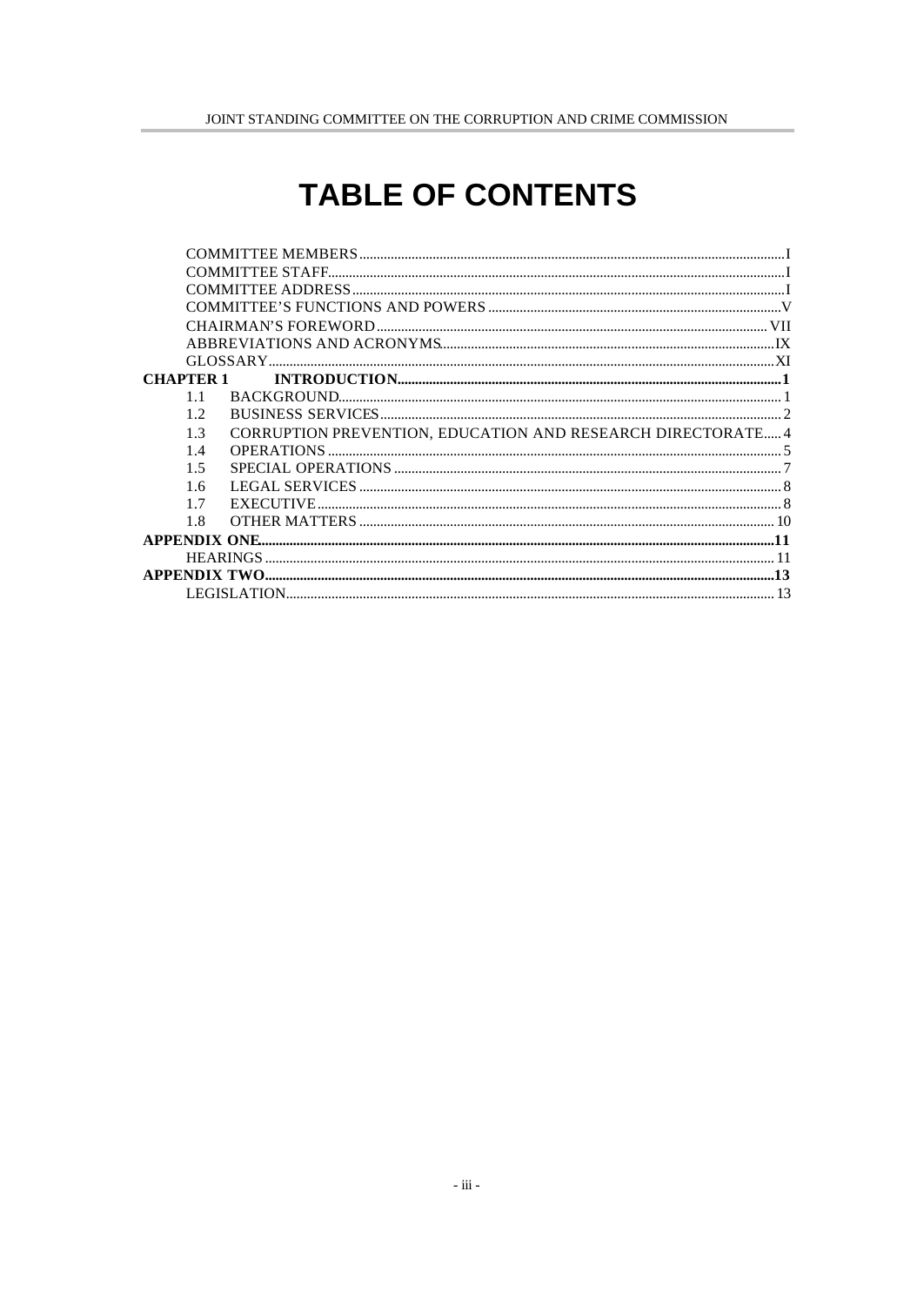# TABLE OF CONTENTS

| | | |
|---|---|---|
| COMMITTEE MEMBERS | | I |
| COMMITTEE STAFF | | I |
| COMMITTEE ADDRESS | | I |
| COMMITTEE'S FUNCTIONS AND POWERS | | V |
| CHAIRMAN'S FOREWORD | | VII |
| ABBREVIATIONS AND ACRONYMS | | IX |
| GLOSSARY | | XI |
| **CHAPTER 1** | **INTRODUCTION** | **1** |
| 1.1 | BACKGROUND | 1 |
| 1.2 | BUSINESS SERVICES | 2 |
| 1.3 | CORRUPTION PREVENTION, EDUCATION AND RESEARCH DIRECTORATE | 4 |
| 1.4 | OPERATIONS | 5 |
| 1.5 | SPECIAL OPERATIONS | 7 |
| 1.6 | LEGAL SERVICES | 8 |
| 1.7 | EXECUTIVE | 8 |
| 1.8 | OTHER MATTERS | 10 |
| **APPENDIX ONE** | | **11** |
| HEARINGS | | 11 |
| **APPENDIX TWO** | | **13** |
| LEGISLATION | | 13 |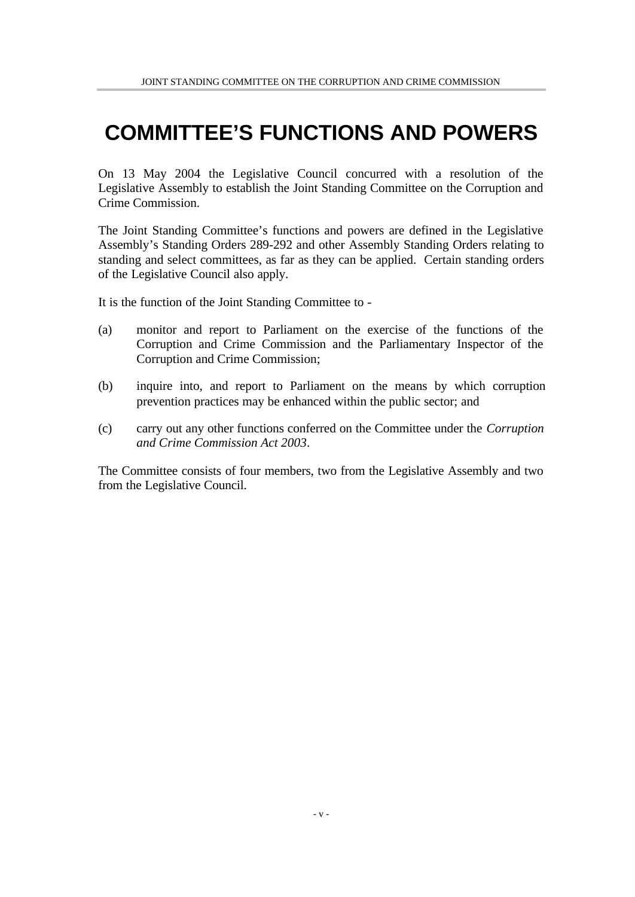# COMMITTEE'S FUNCTIONS AND POWERS

On 13 May 2004 the Legislative Council concurred with a resolution of the Legislative Assembly to establish the Joint Standing Committee on the Corruption and Crime Commission.

The Joint Standing Committee's functions and powers are defined in the Legislative Assembly's Standing Orders 289-292 and other Assembly Standing Orders relating to standing and select committees, as far as they can be applied. Certain standing orders of the Legislative Council also apply.

It is the function of the Joint Standing Committee to -

(a) monitor and report to Parliament on the exercise of the functions of the Corruption and Crime Commission and the Parliamentary Inspector of the Corruption and Crime Commission;

(b) inquire into, and report to Parliament on the means by which corruption prevention practices may be enhanced within the public sector; and

(c) carry out any other functions conferred on the Committee under the *Corruption and Crime Commission Act 2003*.

The Committee consists of four members, two from the Legislative Assembly and two from the Legislative Council.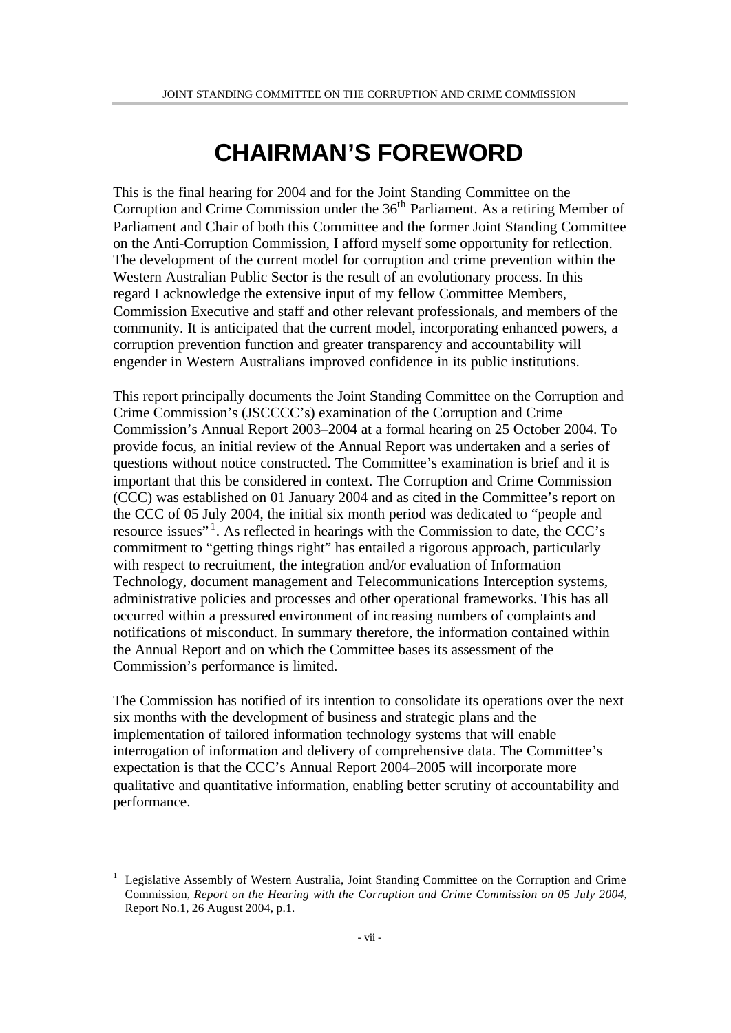# CHAIRMAN'S FOREWORD

This is the final hearing for 2004 and for the Joint Standing Committee on the Corruption and Crime Commission under the 36th Parliament. As a retiring Member of Parliament and Chair of both this Committee and the former Joint Standing Committee on the Anti-Corruption Commission, I afford myself some opportunity for reflection. The development of the current model for corruption and crime prevention within the Western Australian Public Sector is the result of an evolutionary process. In this regard I acknowledge the extensive input of my fellow Committee Members, Commission Executive and staff and other relevant professionals, and members of the community. It is anticipated that the current model, incorporating enhanced powers, a corruption prevention function and greater transparency and accountability will engender in Western Australians improved confidence in its public institutions.

This report principally documents the Joint Standing Committee on the Corruption and Crime Commission's (JSCCCC's) examination of the Corruption and Crime Commission's Annual Report 2003–2004 at a formal hearing on 25 October 2004. To provide focus, an initial review of the Annual Report was undertaken and a series of questions without notice constructed. The Committee's examination is brief and it is important that this be considered in context. The Corruption and Crime Commission (CCC) was established on 01 January 2004 and as cited in the Committee's report on the CCC of 05 July 2004, the initial six month period was dedicated to "people and resource issues"[1]. As reflected in hearings with the Commission to date, the CCC's commitment to "getting things right" has entailed a rigorous approach, particularly with respect to recruitment, the integration and/or evaluation of Information Technology, document management and Telecommunications Interception systems, administrative policies and processes and other operational frameworks. This has all occurred within a pressured environment of increasing numbers of complaints and notifications of misconduct. In summary therefore, the information contained within the Annual Report and on which the Committee bases its assessment of the Commission's performance is limited.

The Commission has notified of its intention to consolidate its operations over the next six months with the development of business and strategic plans and the implementation of tailored information technology systems that will enable interrogation of information and delivery of comprehensive data. The Committee's expectation is that the CCC's Annual Report 2004–2005 will incorporate more qualitative and quantitative information, enabling better scrutiny of accountability and performance.

---

[1] Legislative Assembly of Western Australia, Joint Standing Committee on the Corruption and Crime Commission, *Report on the Hearing with the Corruption and Crime Commission on 05 July 2004,* Report No.1, 26 August 2004, p.1.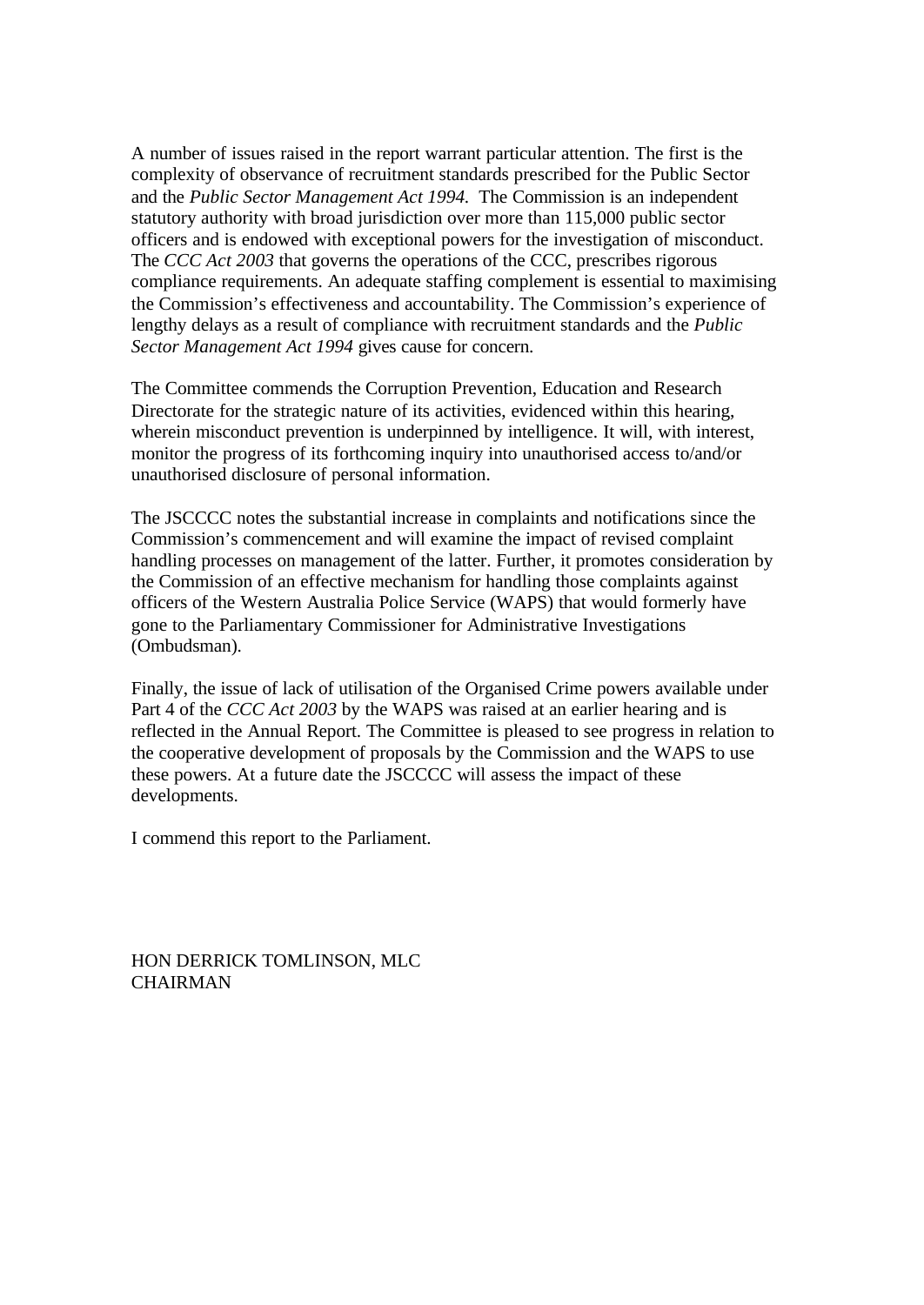A number of issues raised in the report warrant particular attention. The first is the complexity of observance of recruitment standards prescribed for the Public Sector and the *Public Sector Management Act 1994.* The Commission is an independent statutory authority with broad jurisdiction over more than 115,000 public sector officers and is endowed with exceptional powers for the investigation of misconduct. The *CCC Act 2003* that governs the operations of the CCC, prescribes rigorous compliance requirements. An adequate staffing complement is essential to maximising the Commission's effectiveness and accountability. The Commission's experience of lengthy delays as a result of compliance with recruitment standards and the *Public Sector Management Act 1994* gives cause for concern.

The Committee commends the Corruption Prevention, Education and Research Directorate for the strategic nature of its activities, evidenced within this hearing, wherein misconduct prevention is underpinned by intelligence. It will, with interest, monitor the progress of its forthcoming inquiry into unauthorised access to/and/or unauthorised disclosure of personal information.

The JSCCCC notes the substantial increase in complaints and notifications since the Commission's commencement and will examine the impact of revised complaint handling processes on management of the latter. Further, it promotes consideration by the Commission of an effective mechanism for handling those complaints against officers of the Western Australia Police Service (WAPS) that would formerly have gone to the Parliamentary Commissioner for Administrative Investigations (Ombudsman).

Finally, the issue of lack of utilisation of the Organised Crime powers available under Part 4 of the *CCC Act 2003* by the WAPS was raised at an earlier hearing and is reflected in the Annual Report. The Committee is pleased to see progress in relation to the cooperative development of proposals by the Commission and the WAPS to use these powers. At a future date the JSCCCC will assess the impact of these developments.

I commend this report to the Parliament.

HON DERRICK TOMLINSON, MLC
CHAIRMAN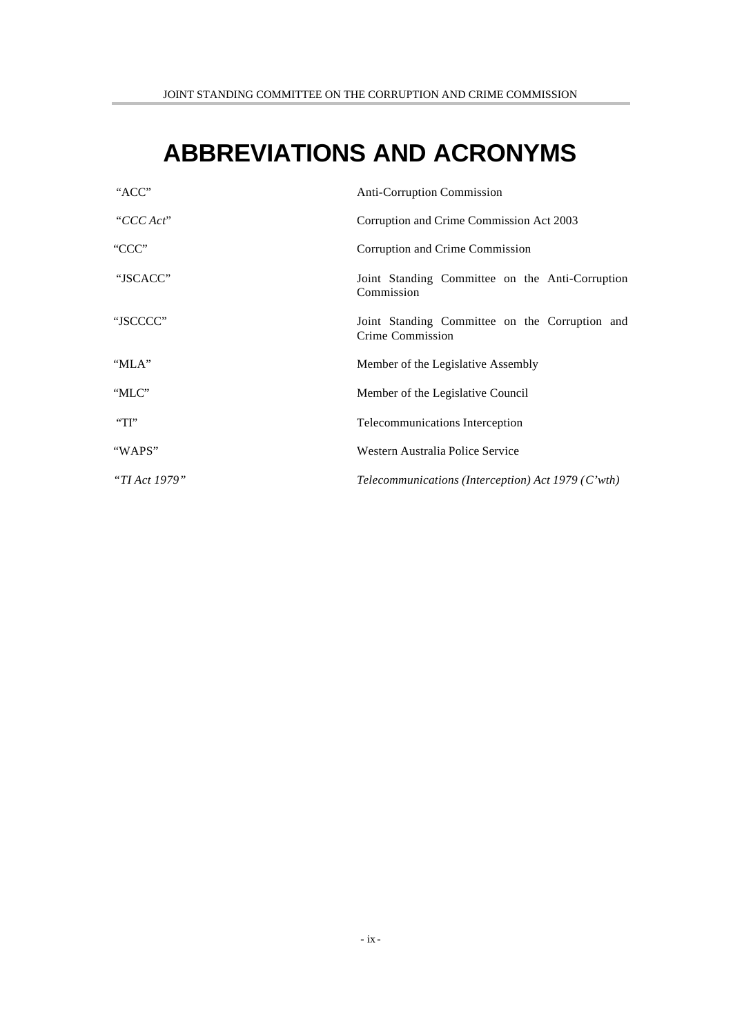# ABBREVIATIONS AND ACRONYMS

| | |
|---|---|
| "ACC" | Anti-Corruption Commission |
| "*CCC Act*" | Corruption and Crime Commission Act 2003 |
| "CCC" | Corruption and Crime Commission |
| "JSCACC" | Joint Standing Committee on the Anti-Corruption Commission |
| "JSCCCC" | Joint Standing Committee on the Corruption and Crime Commission |
| "MLA" | Member of the Legislative Assembly |
| "MLC" | Member of the Legislative Council |
| "TI" | Telecommunications Interception |
| "WAPS" | Western Australia Police Service |
| *"TI Act 1979"* | *Telecommunications (Interception) Act 1979 (C'wth)* |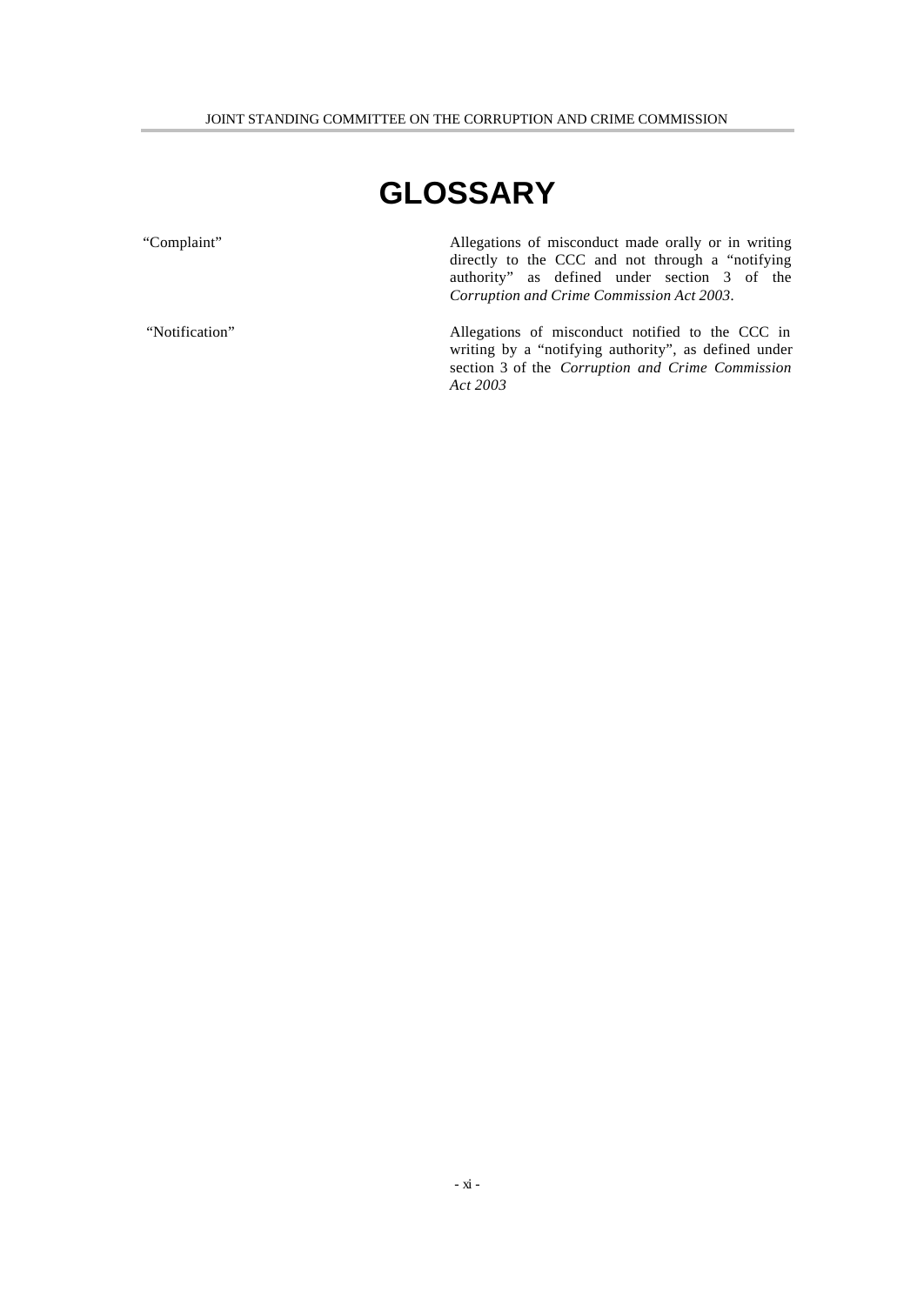# GLOSSARY

| | |
|---|---|
| "Complaint" | Allegations of misconduct made orally or in writing directly to the CCC and not through a "notifying authority" as defined under section 3 of the *Corruption and Crime Commission Act 2003*. |
| "Notification" | Allegations of misconduct notified to the CCC in writing by a "notifying authority", as defined under section 3 of the *Corruption and Crime Commission Act 2003* |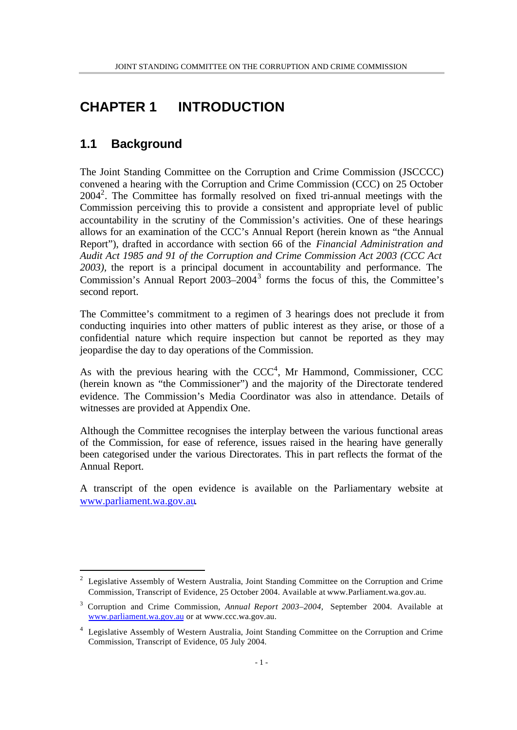# CHAPTER 1 INTRODUCTION

## 1.1 Background

The Joint Standing Committee on the Corruption and Crime Commission (JSCCCC) convened a hearing with the Corruption and Crime Commission (CCC) on 25 October 2004[2]. The Committee has formally resolved on fixed tri-annual meetings with the Commission perceiving this to provide a consistent and appropriate level of public accountability in the scrutiny of the Commission's activities. One of these hearings allows for an examination of the CCC's Annual Report (herein known as "the Annual Report"), drafted in accordance with section 66 of the *Financial Administration and Audit Act 1985 and 91 of the Corruption and Crime Commission Act 2003 (CCC Act 2003)*, the report is a principal document in accountability and performance. The Commission's Annual Report 2003–2004[3] forms the focus of this, the Committee's second report.

The Committee's commitment to a regimen of 3 hearings does not preclude it from conducting inquiries into other matters of public interest as they arise, or those of a confidential nature which require inspection but cannot be reported as they may jeopardise the day to day operations of the Commission.

As with the previous hearing with the CCC[4], Mr Hammond, Commissioner, CCC (herein known as "the Commissioner") and the majority of the Directorate tendered evidence. The Commission's Media Coordinator was also in attendance. Details of witnesses are provided at Appendix One.

Although the Committee recognises the interplay between the various functional areas of the Commission, for ease of reference, issues raised in the hearing have generally been categorised under the various Directorates. This in part reflects the format of the Annual Report.

A transcript of the open evidence is available on the Parliamentary website at www.parliament.wa.gov.au.

---

[2] Legislative Assembly of Western Australia, Joint Standing Committee on the Corruption and Crime Commission, Transcript of Evidence, 25 October 2004. Available at www.Parliament.wa.gov.au.

[3] Corruption and Crime Commission, *Annual Report 2003–2004*, September 2004. Available at www.parliament.wa.gov.au or at www.ccc.wa.gov.au.

[4] Legislative Assembly of Western Australia, Joint Standing Committee on the Corruption and Crime Commission, Transcript of Evidence, 05 July 2004.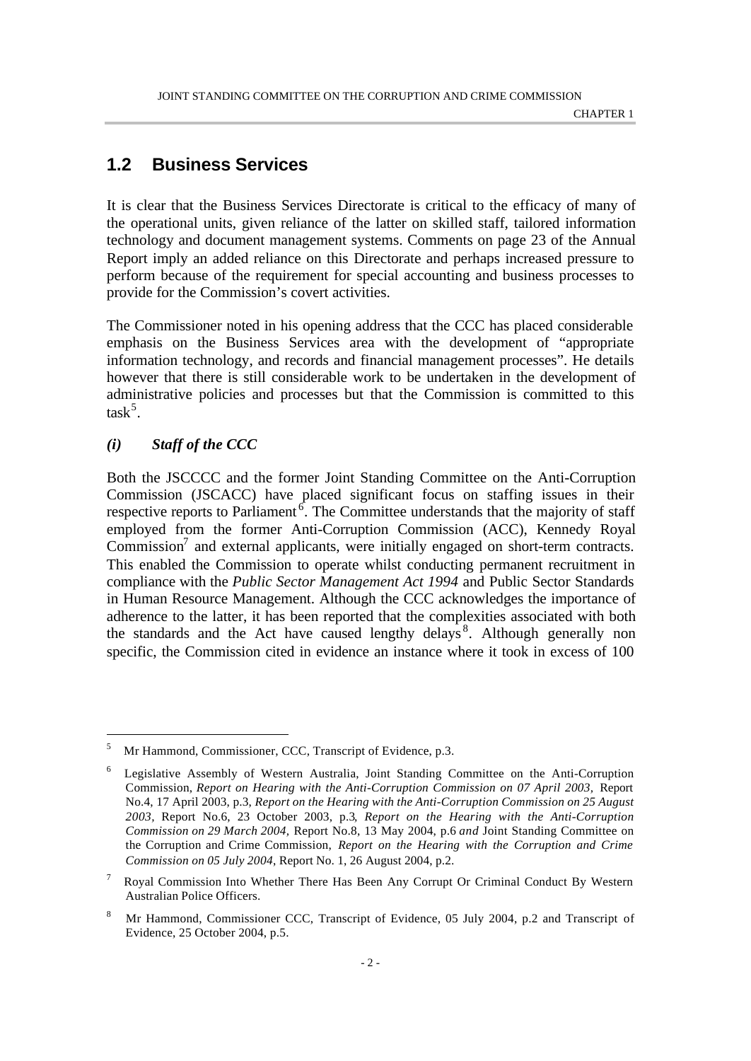## 1.2 Business Services

It is clear that the Business Services Directorate is critical to the efficacy of many of the operational units, given reliance of the latter on skilled staff, tailored information technology and document management systems. Comments on page 23 of the Annual Report imply an added reliance on this Directorate and perhaps increased pressure to perform because of the requirement for special accounting and business processes to provide for the Commission's covert activities.

The Commissioner noted in his opening address that the CCC has placed considerable emphasis on the Business Services area with the development of "appropriate information technology, and records and financial management processes". He details however that there is still considerable work to be undertaken in the development of administrative policies and processes but that the Commission is committed to this task[5].

### *(i) Staff of the CCC*

Both the JSCCCC and the former Joint Standing Committee on the Anti-Corruption Commission (JSCACC) have placed significant focus on staffing issues in their respective reports to Parliament[6]. The Committee understands that the majority of staff employed from the former Anti-Corruption Commission (ACC), Kennedy Royal Commission[7] and external applicants, were initially engaged on short-term contracts. This enabled the Commission to operate whilst conducting permanent recruitment in compliance with the *Public Sector Management Act 1994* and Public Sector Standards in Human Resource Management. Although the CCC acknowledges the importance of adherence to the latter, it has been reported that the complexities associated with both the standards and the Act have caused lengthy delays[8]. Although generally non specific, the Commission cited in evidence an instance where it took in excess of 100

---

[5] Mr Hammond, Commissioner, CCC, Transcript of Evidence, p.3.

[6] Legislative Assembly of Western Australia, Joint Standing Committee on the Anti-Corruption Commission, *Report on Hearing with the Anti-Corruption Commission on 07 April 2003*, Report No.4, 17 April 2003, p.3, *Report on the Hearing with the Anti-Corruption Commission on 25 August 2003*, Report No.6, 23 October 2003, p.3, *Report on the Hearing with the Anti-Corruption Commission on 29 March 2004*, Report No.8, 13 May 2004, p.6 *and* Joint Standing Committee on the Corruption and Crime Commission, *Report on the Hearing with the Corruption and Crime Commission on 05 July 2004*, Report No. 1, 26 August 2004, p.2.

[7] Royal Commission Into Whether There Has Been Any Corrupt Or Criminal Conduct By Western Australian Police Officers.

[8] Mr Hammond, Commissioner CCC, Transcript of Evidence, 05 July 2004, p.2 and Transcript of Evidence, 25 October 2004, p.5.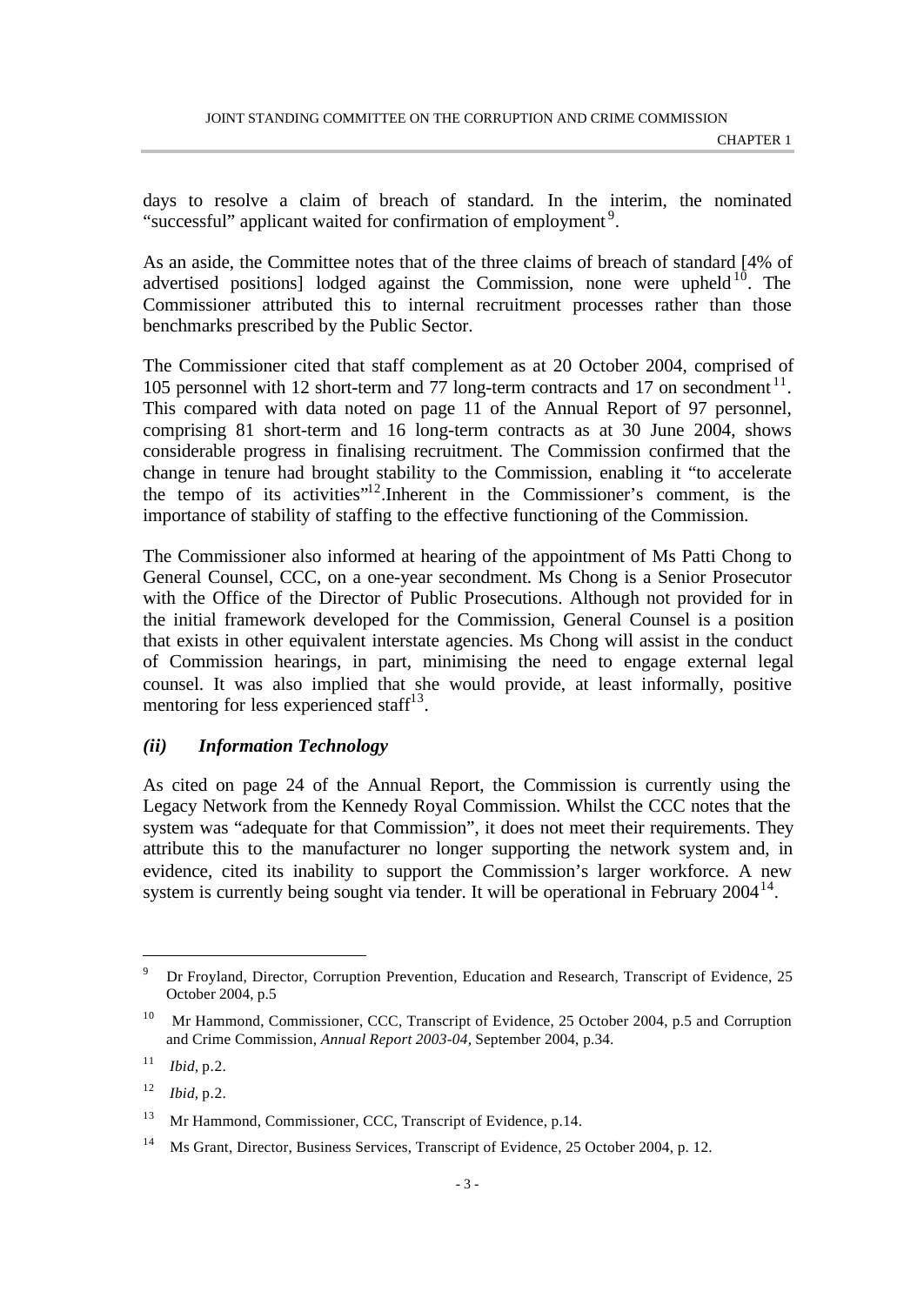days to resolve a claim of breach of standard. In the interim, the nominated "successful" applicant waited for confirmation of employment[9].

As an aside, the Committee notes that of the three claims of breach of standard [4% of advertised positions] lodged against the Commission, none were upheld[10]. The Commissioner attributed this to internal recruitment processes rather than those benchmarks prescribed by the Public Sector.

The Commissioner cited that staff complement as at 20 October 2004, comprised of 105 personnel with 12 short-term and 77 long-term contracts and 17 on secondment[11]. This compared with data noted on page 11 of the Annual Report of 97 personnel, comprising 81 short-term and 16 long-term contracts as at 30 June 2004, shows considerable progress in finalising recruitment. The Commission confirmed that the change in tenure had brought stability to the Commission, enabling it "to accelerate the tempo of its activities"[12].Inherent in the Commissioner's comment, is the importance of stability of staffing to the effective functioning of the Commission.

The Commissioner also informed at hearing of the appointment of Ms Patti Chong to General Counsel, CCC, on a one-year secondment. Ms Chong is a Senior Prosecutor with the Office of the Director of Public Prosecutions. Although not provided for in the initial framework developed for the Commission, General Counsel is a position that exists in other equivalent interstate agencies. Ms Chong will assist in the conduct of Commission hearings, in part, minimising the need to engage external legal counsel. It was also implied that she would provide, at least informally, positive mentoring for less experienced staff[13].

### *(ii) Information Technology*

As cited on page 24 of the Annual Report, the Commission is currently using the Legacy Network from the Kennedy Royal Commission. Whilst the CCC notes that the system was "adequate for that Commission", it does not meet their requirements. They attribute this to the manufacturer no longer supporting the network system and, in evidence, cited its inability to support the Commission's larger workforce. A new system is currently being sought via tender. It will be operational in February 2004[14].

---

[9] Dr Froyland, Director, Corruption Prevention, Education and Research, Transcript of Evidence, 25 October 2004, p.5

[10] Mr Hammond, Commissioner, CCC, Transcript of Evidence, 25 October 2004, p.5 and Corruption and Crime Commission, *Annual Report 2003-04*, September 2004, p.34.

[11] *Ibid*, p.2.

[12] *Ibid*, p.2.

[13] Mr Hammond, Commissioner, CCC, Transcript of Evidence, p.14.

[14] Ms Grant, Director, Business Services, Transcript of Evidence, 25 October 2004, p. 12.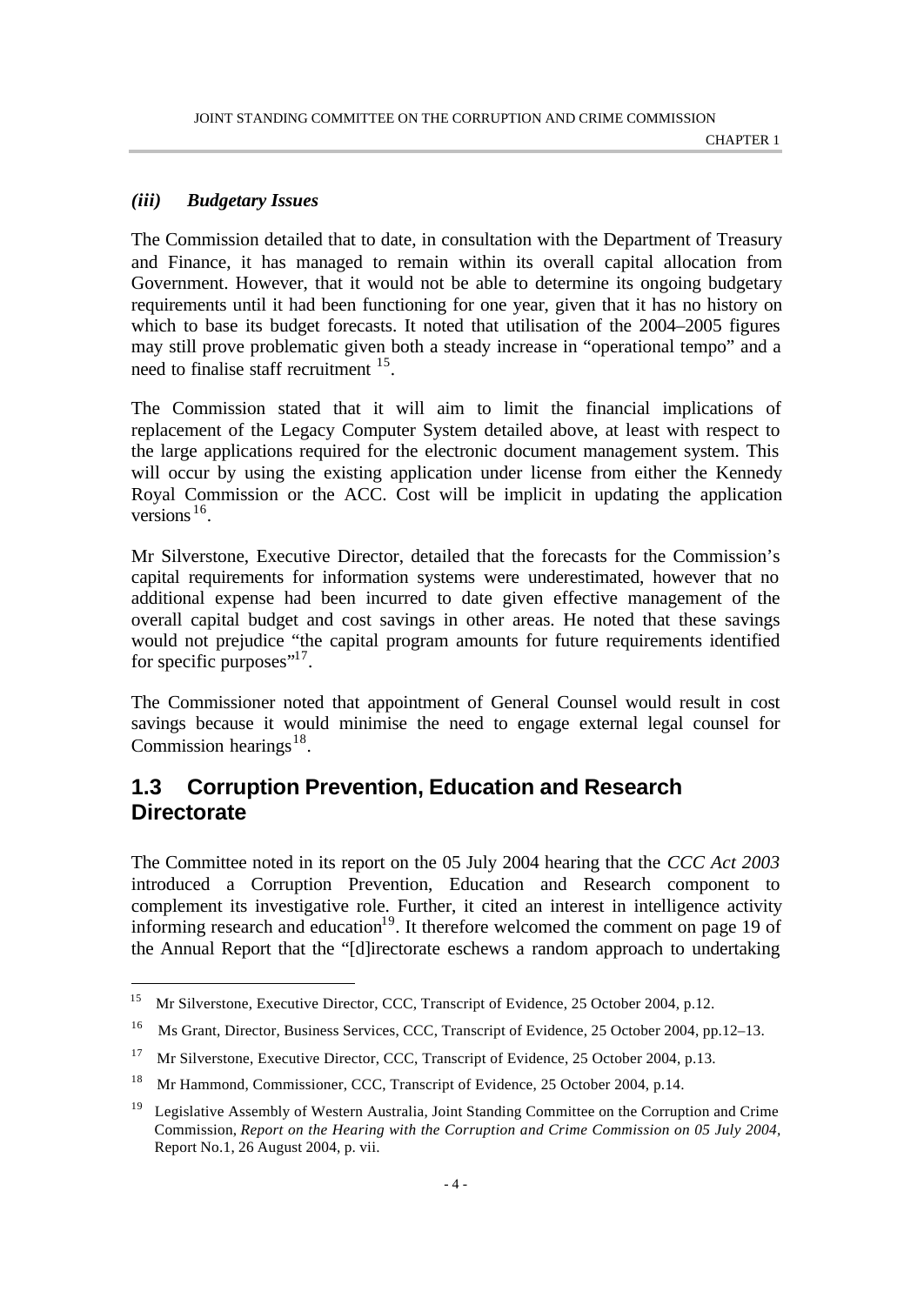### *(iii) Budgetary Issues*

The Commission detailed that to date, in consultation with the Department of Treasury and Finance, it has managed to remain within its overall capital allocation from Government. However, that it would not be able to determine its ongoing budgetary requirements until it had been functioning for one year, given that it has no history on which to base its budget forecasts. It noted that utilisation of the 2004–2005 figures may still prove problematic given both a steady increase in "operational tempo" and a need to finalise staff recruitment [15].

The Commission stated that it will aim to limit the financial implications of replacement of the Legacy Computer System detailed above, at least with respect to the large applications required for the electronic document management system. This will occur by using the existing application under license from either the Kennedy Royal Commission or the ACC. Cost will be implicit in updating the application versions [16].

Mr Silverstone, Executive Director, detailed that the forecasts for the Commission's capital requirements for information systems were underestimated, however that no additional expense had been incurred to date given effective management of the overall capital budget and cost savings in other areas. He noted that these savings would not prejudice "the capital program amounts for future requirements identified for specific purposes"[17].

The Commissioner noted that appointment of General Counsel would result in cost savings because it would minimise the need to engage external legal counsel for Commission hearings[18].

## 1.3 Corruption Prevention, Education and Research Directorate

The Committee noted in its report on the 05 July 2004 hearing that the *CCC Act 2003* introduced a Corruption Prevention, Education and Research component to complement its investigative role. Further, it cited an interest in intelligence activity informing research and education[19]. It therefore welcomed the comment on page 19 of the Annual Report that the "[d]irectorate eschews a random approach to undertaking

---

15 Mr Silverstone, Executive Director, CCC, Transcript of Evidence, 25 October 2004, p.12.

16 Ms Grant, Director, Business Services, CCC, Transcript of Evidence, 25 October 2004, pp.12–13.

17 Mr Silverstone, Executive Director, CCC, Transcript of Evidence, 25 October 2004, p.13.

18 Mr Hammond, Commissioner, CCC, Transcript of Evidence, 25 October 2004, p.14.

19 Legislative Assembly of Western Australia, Joint Standing Committee on the Corruption and Crime Commission, *Report on the Hearing with the Corruption and Crime Commission on 05 July 2004*, Report No.1, 26 August 2004, p. vii.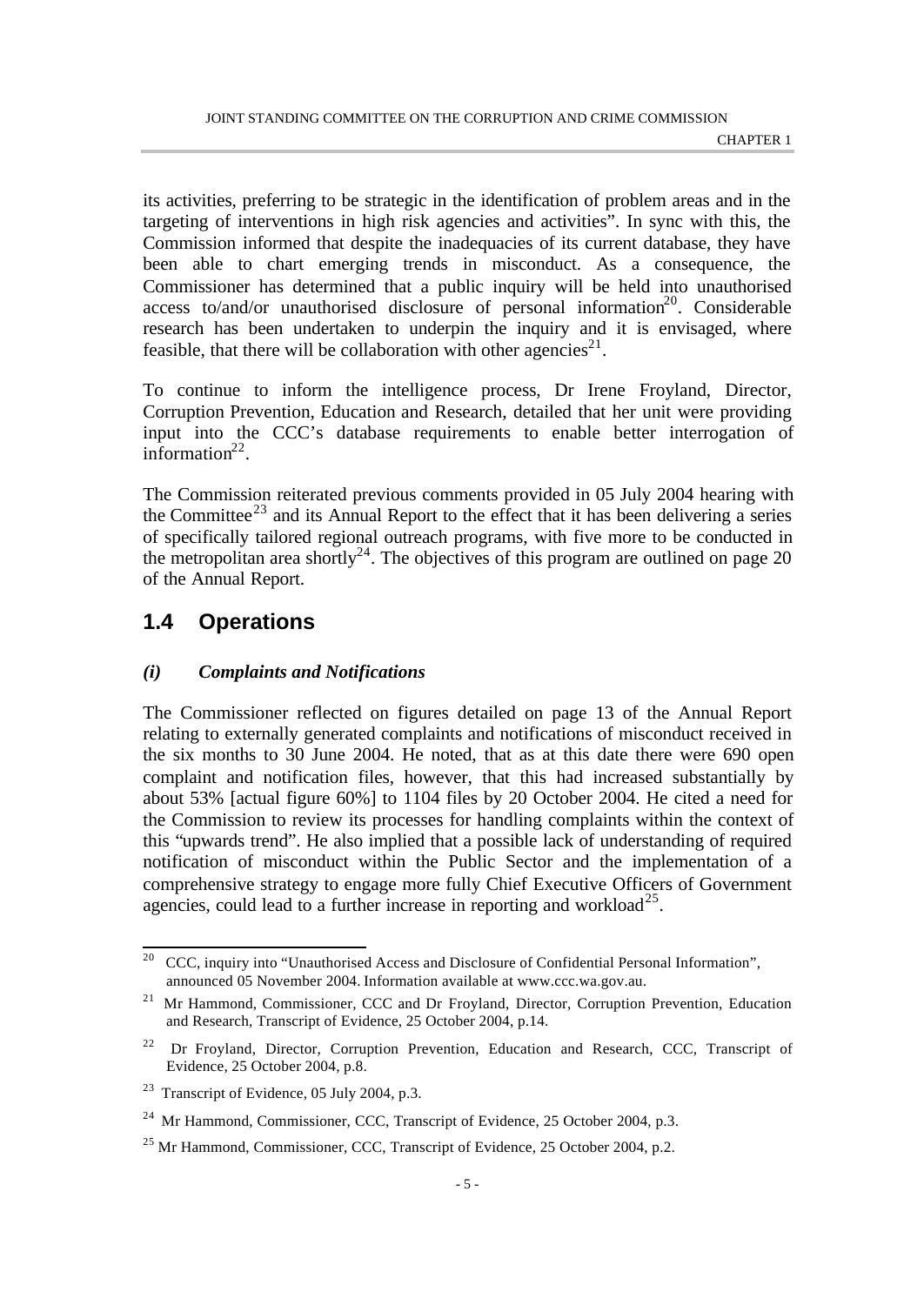its activities, preferring to be strategic in the identification of problem areas and in the targeting of interventions in high risk agencies and activities". In sync with this, the Commission informed that despite the inadequacies of its current database, they have been able to chart emerging trends in misconduct. As a consequence, the Commissioner has determined that a public inquiry will be held into unauthorised access to/and/or unauthorised disclosure of personal information[20]. Considerable research has been undertaken to underpin the inquiry and it is envisaged, where feasible, that there will be collaboration with other agencies[21].

To continue to inform the intelligence process, Dr Irene Froyland, Director, Corruption Prevention, Education and Research, detailed that her unit were providing input into the CCC's database requirements to enable better interrogation of information[22].

The Commission reiterated previous comments provided in 05 July 2004 hearing with the Committee[23] and its Annual Report to the effect that it has been delivering a series of specifically tailored regional outreach programs, with five more to be conducted in the metropolitan area shortly[24]. The objectives of this program are outlined on page 20 of the Annual Report.

## 1.4 Operations

### *(i) Complaints and Notifications*

The Commissioner reflected on figures detailed on page 13 of the Annual Report relating to externally generated complaints and notifications of misconduct received in the six months to 30 June 2004. He noted, that as at this date there were 690 open complaint and notification files, however, that this had increased substantially by about 53% [actual figure 60%] to 1104 files by 20 October 2004. He cited a need for the Commission to review its processes for handling complaints within the context of this "upwards trend". He also implied that a possible lack of understanding of required notification of misconduct within the Public Sector and the implementation of a comprehensive strategy to engage more fully Chief Executive Officers of Government agencies, could lead to a further increase in reporting and workload[25].

---

[20] CCC, inquiry into "Unauthorised Access and Disclosure of Confidential Personal Information", announced 05 November 2004. Information available at www.ccc.wa.gov.au.

[21] Mr Hammond, Commissioner, CCC and Dr Froyland, Director, Corruption Prevention, Education and Research, Transcript of Evidence, 25 October 2004, p.14.

[22] Dr Froyland, Director, Corruption Prevention, Education and Research, CCC, Transcript of Evidence, 25 October 2004, p.8.

[23] Transcript of Evidence, 05 July 2004, p.3.

[24] Mr Hammond, Commissioner, CCC, Transcript of Evidence, 25 October 2004, p.3.

[25] Mr Hammond, Commissioner, CCC, Transcript of Evidence, 25 October 2004, p.2.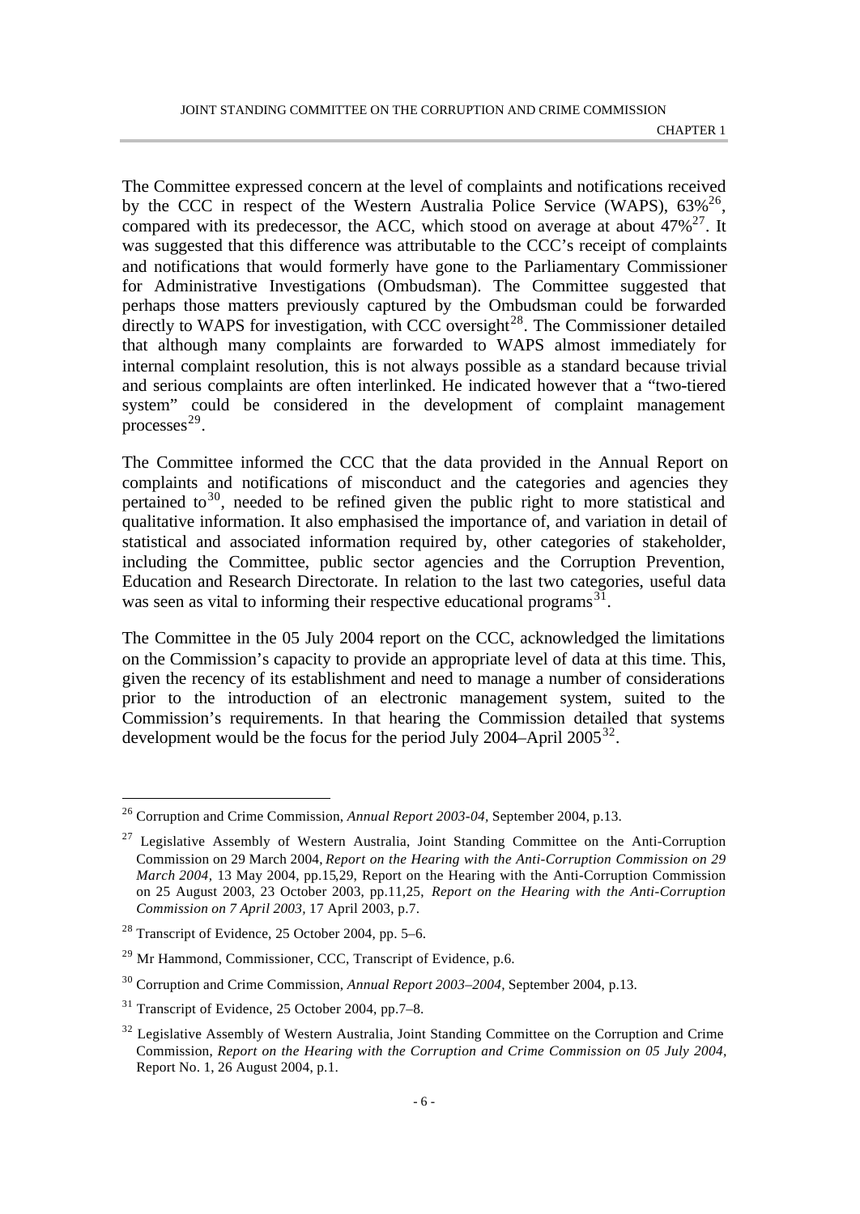The Committee expressed concern at the level of complaints and notifications received by the CCC in respect of the Western Australia Police Service (WAPS), 63%[26], compared with its predecessor, the ACC, which stood on average at about 47%[27]. It was suggested that this difference was attributable to the CCC's receipt of complaints and notifications that would formerly have gone to the Parliamentary Commissioner for Administrative Investigations (Ombudsman). The Committee suggested that perhaps those matters previously captured by the Ombudsman could be forwarded directly to WAPS for investigation, with CCC oversight[28]. The Commissioner detailed that although many complaints are forwarded to WAPS almost immediately for internal complaint resolution, this is not always possible as a standard because trivial and serious complaints are often interlinked. He indicated however that a "two-tiered system" could be considered in the development of complaint management processes[29].

The Committee informed the CCC that the data provided in the Annual Report on complaints and notifications of misconduct and the categories and agencies they pertained to[30], needed to be refined given the public right to more statistical and qualitative information. It also emphasised the importance of, and variation in detail of statistical and associated information required by, other categories of stakeholder, including the Committee, public sector agencies and the Corruption Prevention, Education and Research Directorate. In relation to the last two categories, useful data was seen as vital to informing their respective educational programs[31].

The Committee in the 05 July 2004 report on the CCC, acknowledged the limitations on the Commission's capacity to provide an appropriate level of data at this time. This, given the recency of its establishment and need to manage a number of considerations prior to the introduction of an electronic management system, suited to the Commission's requirements. In that hearing the Commission detailed that systems development would be the focus for the period July 2004–April 2005[32].

---

[26] Corruption and Crime Commission, *Annual Report 2003-04*, September 2004, p.13.

[27] Legislative Assembly of Western Australia, Joint Standing Committee on the Anti-Corruption Commission on 29 March 2004, *Report on the Hearing with the Anti-Corruption Commission on 29 March 2004*, 13 May 2004, pp.15,29, Report on the Hearing with the Anti-Corruption Commission on 25 August 2003, 23 October 2003, pp.11,25, *Report on the Hearing with the Anti-Corruption Commission on 7 April 2003*, 17 April 2003, p.7.

[28] Transcript of Evidence, 25 October 2004, pp. 5–6.

[29] Mr Hammond, Commissioner, CCC, Transcript of Evidence, p.6.

[30] Corruption and Crime Commission, *Annual Report 2003–2004*, September 2004, p.13.

[31] Transcript of Evidence, 25 October 2004, pp.7–8.

[32] Legislative Assembly of Western Australia, Joint Standing Committee on the Corruption and Crime Commission, *Report on the Hearing with the Corruption and Crime Commission on 05 July 2004*, Report No. 1, 26 August 2004, p.1.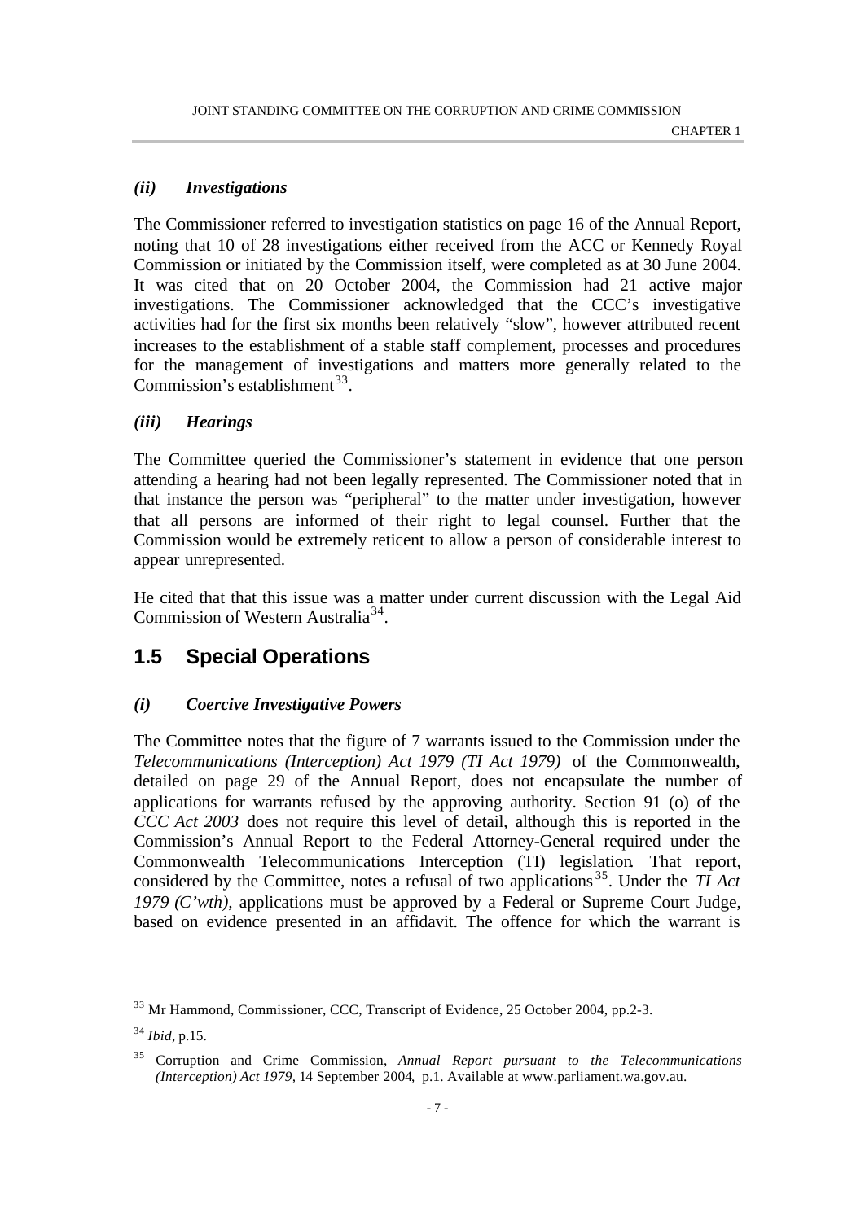### *(ii) Investigations*

The Commissioner referred to investigation statistics on page 16 of the Annual Report, noting that 10 of 28 investigations either received from the ACC or Kennedy Royal Commission or initiated by the Commission itself, were completed as at 30 June 2004. It was cited that on 20 October 2004, the Commission had 21 active major investigations. The Commissioner acknowledged that the CCC's investigative activities had for the first six months been relatively "slow", however attributed recent increases to the establishment of a stable staff complement, processes and procedures for the management of investigations and matters more generally related to the Commission's establishment[33].

### *(iii) Hearings*

The Committee queried the Commissioner's statement in evidence that one person attending a hearing had not been legally represented. The Commissioner noted that in that instance the person was "peripheral" to the matter under investigation, however that all persons are informed of their right to legal counsel. Further that the Commission would be extremely reticent to allow a person of considerable interest to appear unrepresented.

He cited that that this issue was a matter under current discussion with the Legal Aid Commission of Western Australia[34].

## 1.5 Special Operations

### *(i) Coercive Investigative Powers*

The Committee notes that the figure of 7 warrants issued to the Commission under the *Telecommunications (Interception) Act 1979 (TI Act 1979)* of the Commonwealth, detailed on page 29 of the Annual Report, does not encapsulate the number of applications for warrants refused by the approving authority. Section 91 (o) of the *CCC Act 2003* does not require this level of detail, although this is reported in the Commission's Annual Report to the Federal Attorney-General required under the Commonwealth Telecommunications Interception (TI) legislation. That report, considered by the Committee, notes a refusal of two applications[35]. Under the *TI Act 1979 (C'wth)*, applications must be approved by a Federal or Supreme Court Judge, based on evidence presented in an affidavit. The offence for which the warrant is

---

[33] Mr Hammond, Commissioner, CCC, Transcript of Evidence, 25 October 2004, pp.2-3.

[34] *Ibid*, p.15.

[35] Corruption and Crime Commission, *Annual Report pursuant to the Telecommunications (Interception) Act 1979*, 14 September 2004, p.1. Available at www.parliament.wa.gov.au.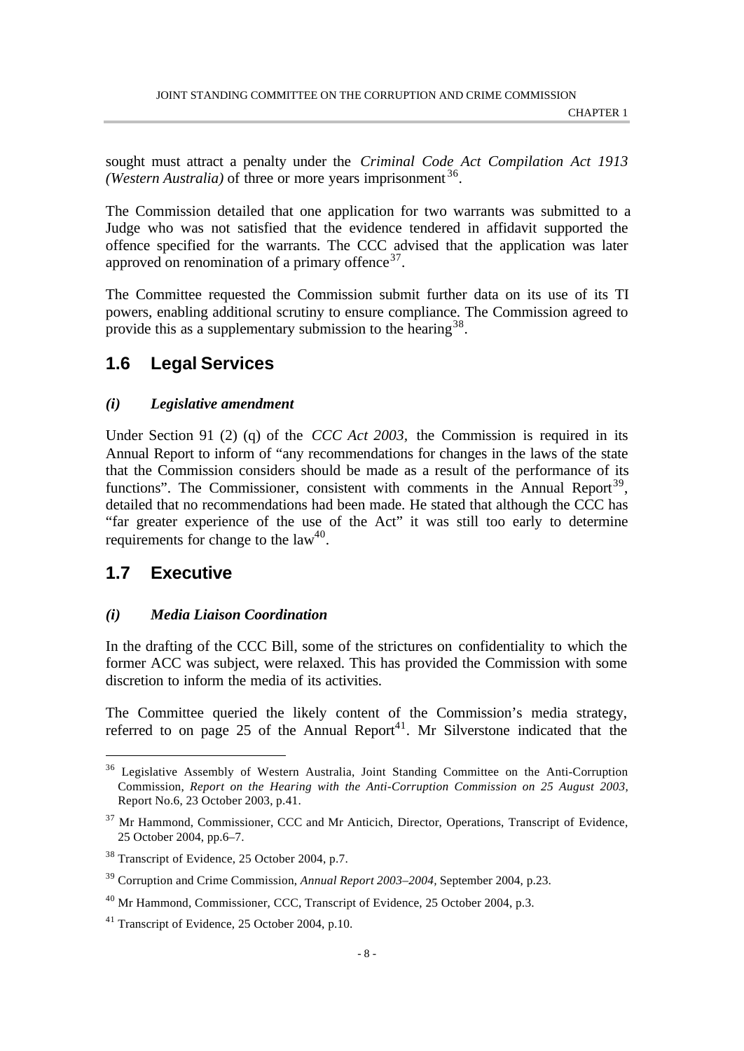sought must attract a penalty under the *Criminal Code Act Compilation Act 1913 (Western Australia)* of three or more years imprisonment[36].

The Commission detailed that one application for two warrants was submitted to a Judge who was not satisfied that the evidence tendered in affidavit supported the offence specified for the warrants. The CCC advised that the application was later approved on renomination of a primary offence[37].

The Committee requested the Commission submit further data on its use of its TI powers, enabling additional scrutiny to ensure compliance. The Commission agreed to provide this as a supplementary submission to the hearing[38].

## 1.6 Legal Services

### *(i) Legislative amendment*

Under Section 91 (2) (q) of the *CCC Act 2003*, the Commission is required in its Annual Report to inform of "any recommendations for changes in the laws of the state that the Commission considers should be made as a result of the performance of its functions". The Commissioner, consistent with comments in the Annual Report[39], detailed that no recommendations had been made. He stated that although the CCC has "far greater experience of the use of the Act" it was still too early to determine requirements for change to the law[40].

## 1.7 Executive

### *(i) Media Liaison Coordination*

In the drafting of the CCC Bill, some of the strictures on confidentiality to which the former ACC was subject, were relaxed. This has provided the Commission with some discretion to inform the media of its activities.

The Committee queried the likely content of the Commission's media strategy, referred to on page 25 of the Annual Report[41]. Mr Silverstone indicated that the

---

[36] Legislative Assembly of Western Australia, Joint Standing Committee on the Anti-Corruption Commission, *Report on the Hearing with the Anti-Corruption Commission on 25 August 2003*, Report No.6, 23 October 2003, p.41.

[37] Mr Hammond, Commissioner, CCC and Mr Anticich, Director, Operations, Transcript of Evidence, 25 October 2004, pp.6–7.

[38] Transcript of Evidence, 25 October 2004, p.7.

[39] Corruption and Crime Commission, *Annual Report 2003–2004*, September 2004, p.23.

[40] Mr Hammond, Commissioner, CCC, Transcript of Evidence, 25 October 2004, p.3.

[41] Transcript of Evidence, 25 October 2004, p.10.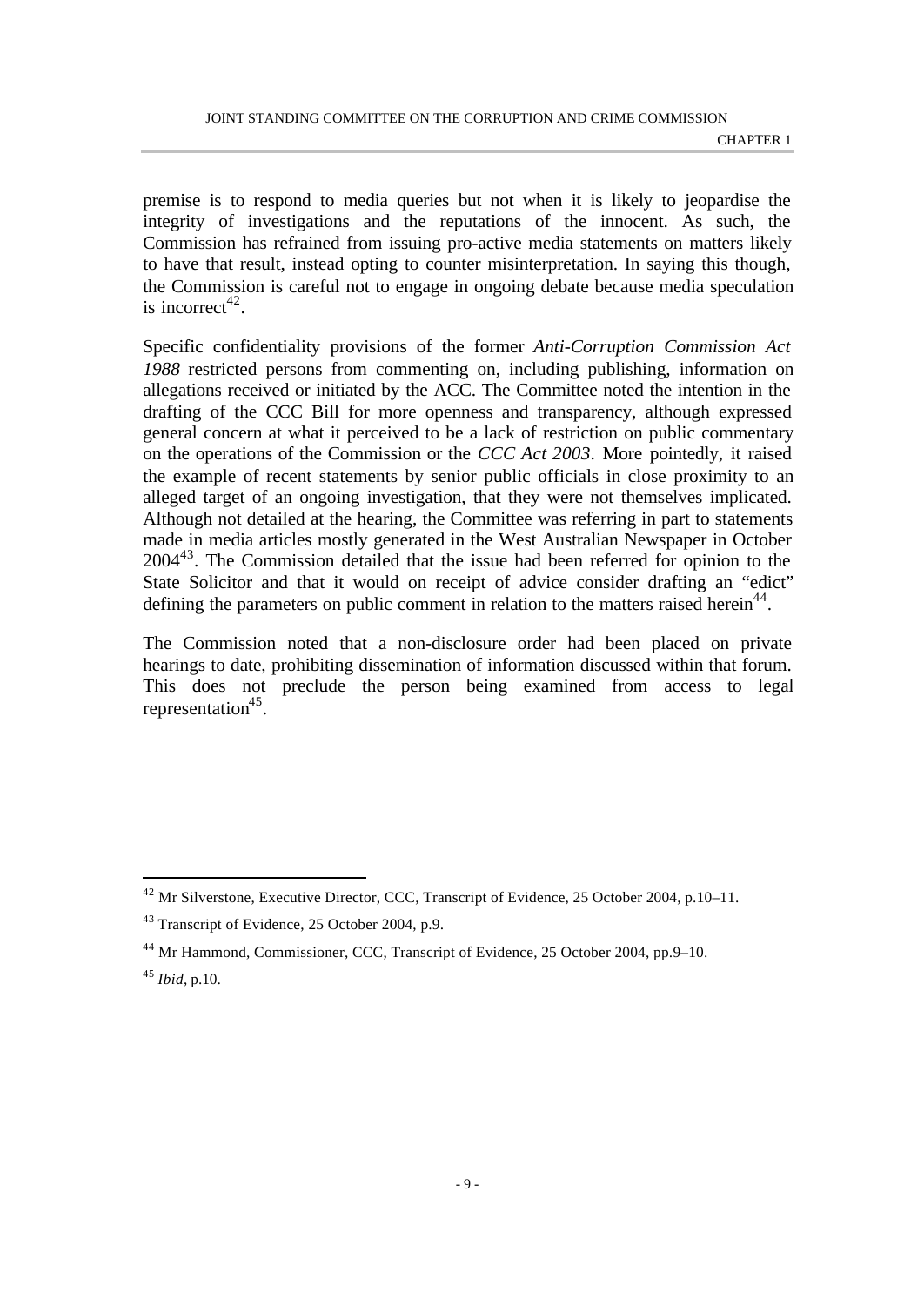premise is to respond to media queries but not when it is likely to jeopardise the integrity of investigations and the reputations of the innocent. As such, the Commission has refrained from issuing pro-active media statements on matters likely to have that result, instead opting to counter misinterpretation. In saying this though, the Commission is careful not to engage in ongoing debate because media speculation is incorrect[42].

Specific confidentiality provisions of the former *Anti-Corruption Commission Act 1988* restricted persons from commenting on, including publishing, information on allegations received or initiated by the ACC. The Committee noted the intention in the drafting of the CCC Bill for more openness and transparency, although expressed general concern at what it perceived to be a lack of restriction on public commentary on the operations of the Commission or the *CCC Act 2003*. More pointedly, it raised the example of recent statements by senior public officials in close proximity to an alleged target of an ongoing investigation, that they were not themselves implicated. Although not detailed at the hearing, the Committee was referring in part to statements made in media articles mostly generated in the West Australian Newspaper in October 2004[43]. The Commission detailed that the issue had been referred for opinion to the State Solicitor and that it would on receipt of advice consider drafting an "edict" defining the parameters on public comment in relation to the matters raised herein[44].

The Commission noted that a non-disclosure order had been placed on private hearings to date, prohibiting dissemination of information discussed within that forum. This does not preclude the person being examined from access to legal representation[45].

---

[42] Mr Silverstone, Executive Director, CCC, Transcript of Evidence, 25 October 2004, p.10–11.

[43] Transcript of Evidence, 25 October 2004, p.9.

[44] Mr Hammond, Commissioner, CCC, Transcript of Evidence, 25 October 2004, pp.9–10.

[45] *Ibid*, p.10.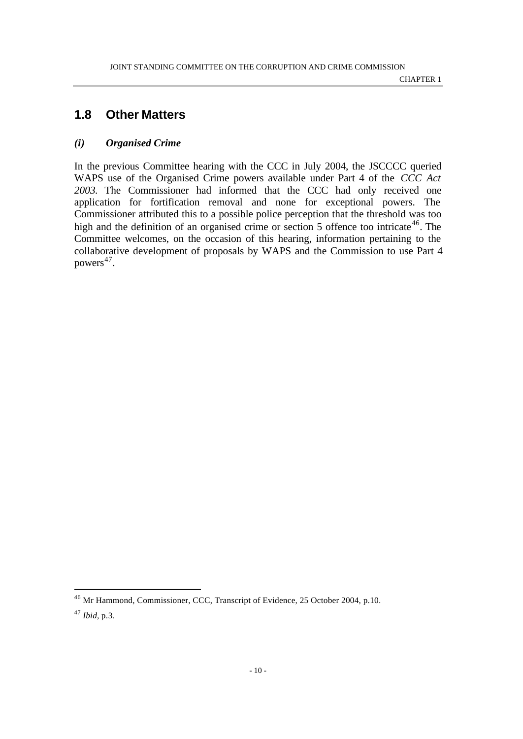## 1.8 Other Matters

### *(i) Organised Crime*

In the previous Committee hearing with the CCC in July 2004, the JSCCCC queried WAPS use of the Organised Crime powers available under Part 4 of the *CCC Act 2003*. The Commissioner had informed that the CCC had only received one application for fortification removal and none for exceptional powers. The Commissioner attributed this to a possible police perception that the threshold was too high and the definition of an organised crime or section 5 offence too intricate[46]. The Committee welcomes, on the occasion of this hearing, information pertaining to the collaborative development of proposals by WAPS and the Commission to use Part 4 powers[47].

---

[46] Mr Hammond, Commissioner, CCC, Transcript of Evidence, 25 October 2004, p.10.

[47] *Ibid*, p.3.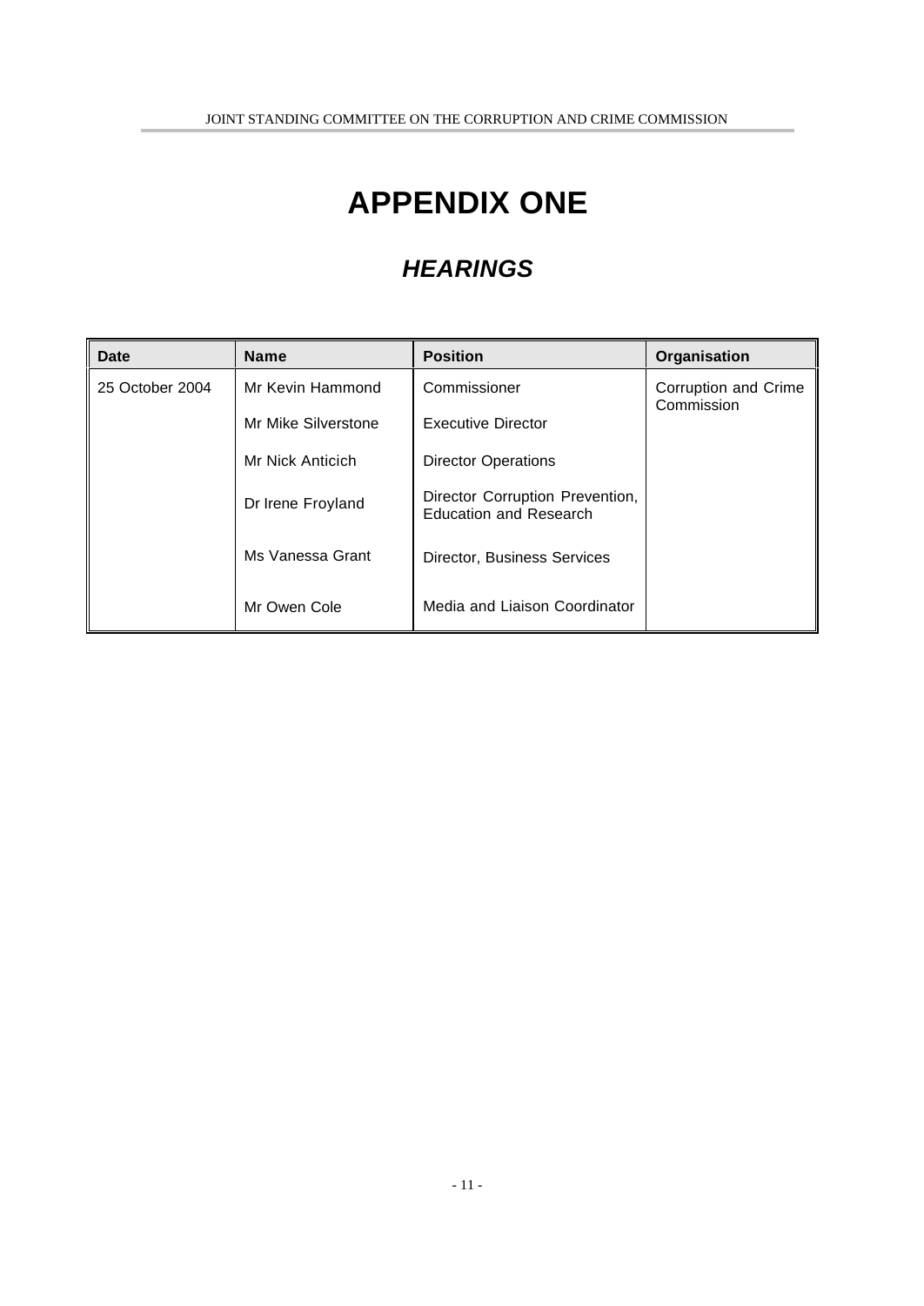# APPENDIX ONE

## *HEARINGS*

| Date | Name | Position | Organisation |
|---|---|---|---|
| 25 October 2004 | Mr Kevin Hammond | Commissioner | Corruption and Crime Commission |
| | Mr Mike Silverstone | Executive Director | |
| | Mr Nick Anticich | Director Operations | |
| | Dr Irene Froyland | Director Corruption Prevention, Education and Research | |
| | Ms Vanessa Grant | Director, Business Services | |
| | Mr Owen Cole | Media and Liaison Coordinator | |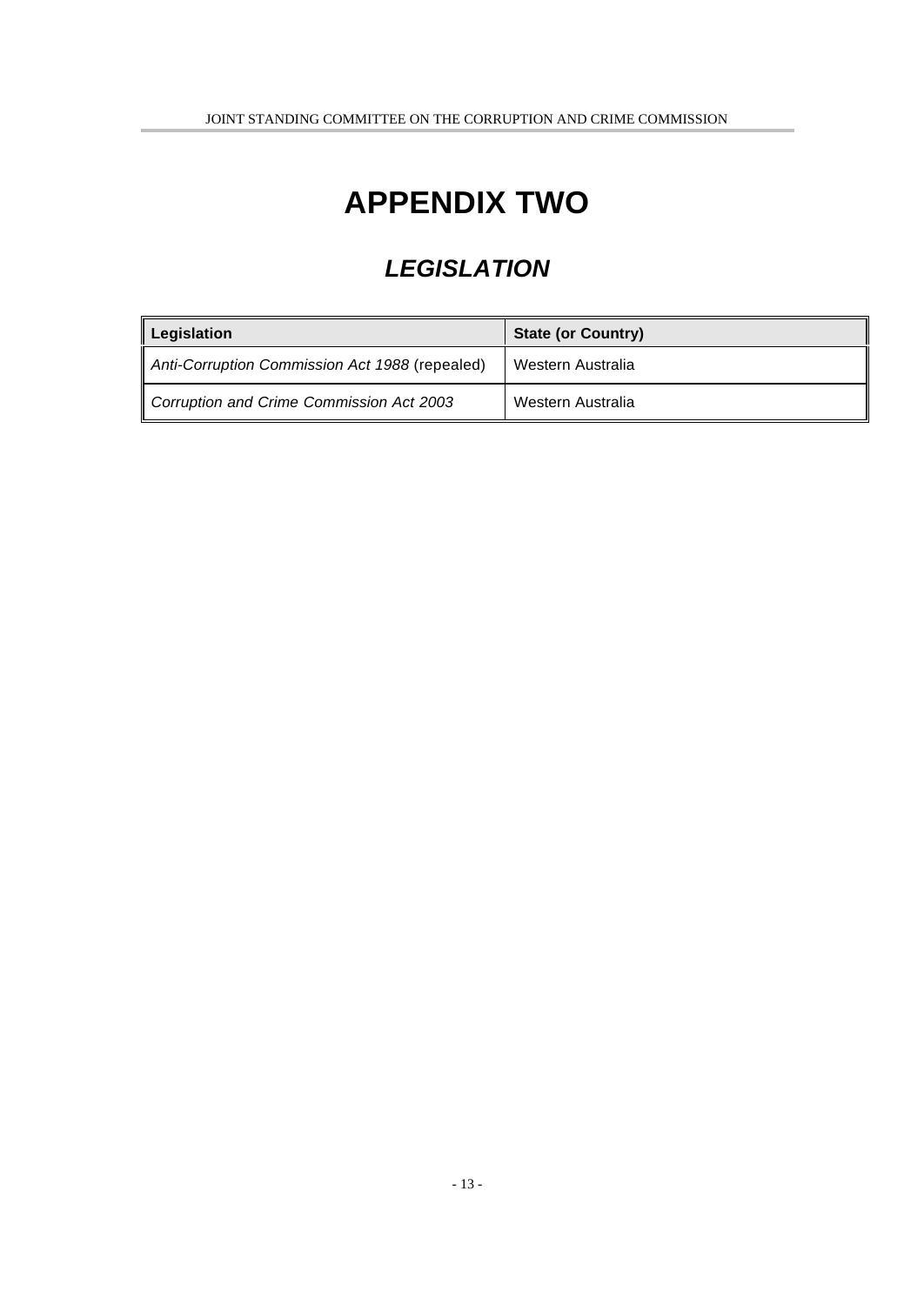# APPENDIX TWO

## *LEGISLATION*

| Legislation | State (or Country) |
|---|---|
| *Anti-Corruption Commission Act 1988* (repealed) | Western Australia |
| *Corruption and Crime Commission Act 2003* | Western Australia |